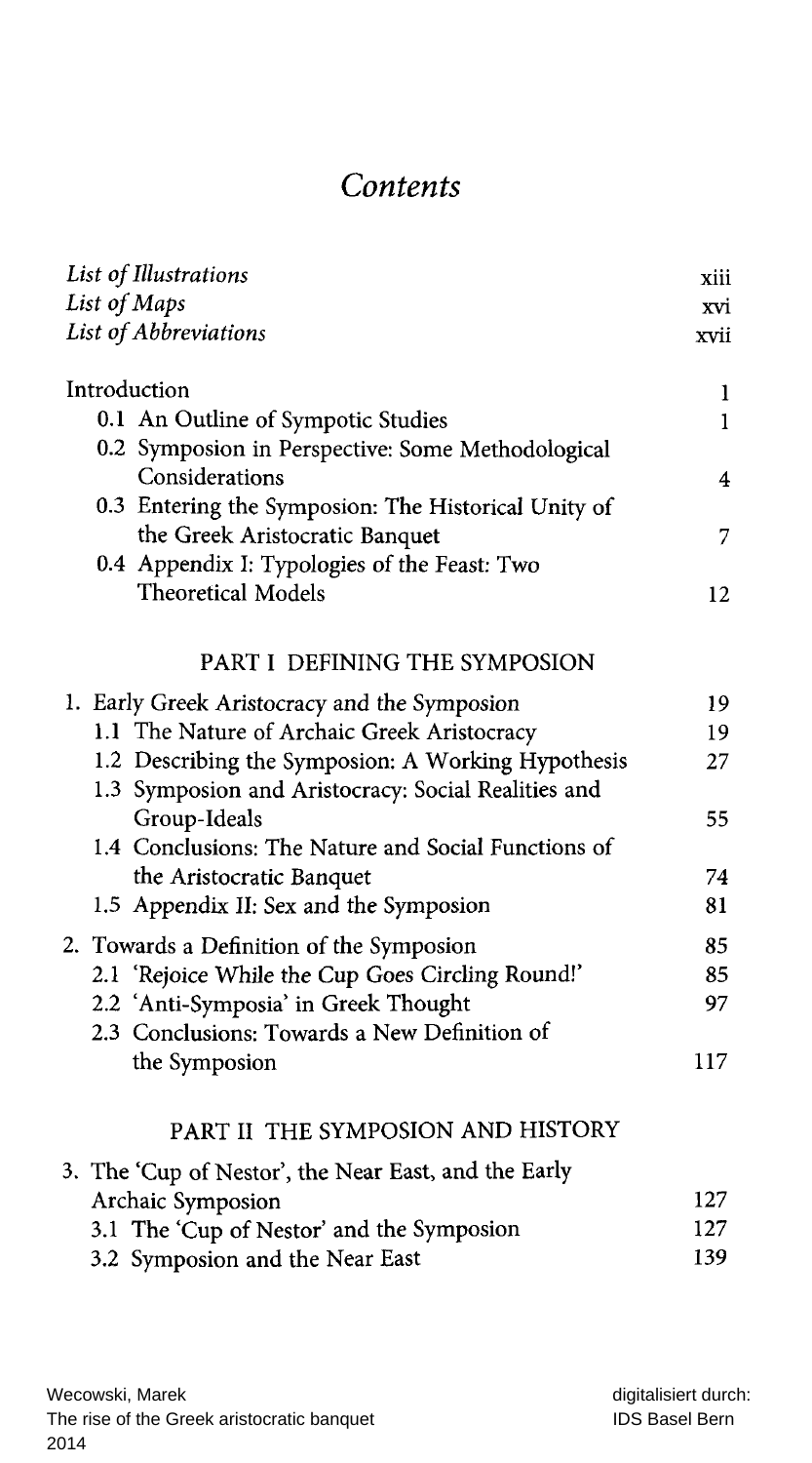# *Contents*

| | |
|---|---|
| *List of Illustrations* | xiii |
| *List of Maps* | xvi |
| *List of Abbreviations* | xvii |
| Introduction | 1 |
| 0.1 An Outline of Sympotic Studies | 1 |
| 0.2 Symposion in Perspective: Some Methodological Considerations | 4 |
| 0.3 Entering the Symposion: The Historical Unity of the Greek Aristocratic Banquet | 7 |
| 0.4 Appendix I: Typologies of the Feast: Two Theoretical Models | 12 |

## PART I DEFINING THE SYMPOSION

| | |
|---|---|
| 1. Early Greek Aristocracy and the Symposion | 19 |
| 1.1 The Nature of Archaic Greek Aristocracy | 19 |
| 1.2 Describing the Symposion: A Working Hypothesis | 27 |
| 1.3 Symposion and Aristocracy: Social Realities and Group-Ideals | 55 |
| 1.4 Conclusions: The Nature and Social Functions of the Aristocratic Banquet | 74 |
| 1.5 Appendix II: Sex and the Symposion | 81 |
| 2. Towards a Definition of the Symposion | 85 |
| 2.1 'Rejoice While the Cup Goes Circling Round!' | 85 |
| 2.2 'Anti-Symposia' in Greek Thought | 97 |
| 2.3 Conclusions: Towards a New Definition of the Symposion | 117 |

## PART II THE SYMPOSION AND HISTORY

| | |
|---|---|
| 3. The 'Cup of Nestor', the Near East, and the Early Archaic Symposion | 127 |
| 3.1 The 'Cup of Nestor' and the Symposion | 127 |
| 3.2 Symposion and the Near East | 139 |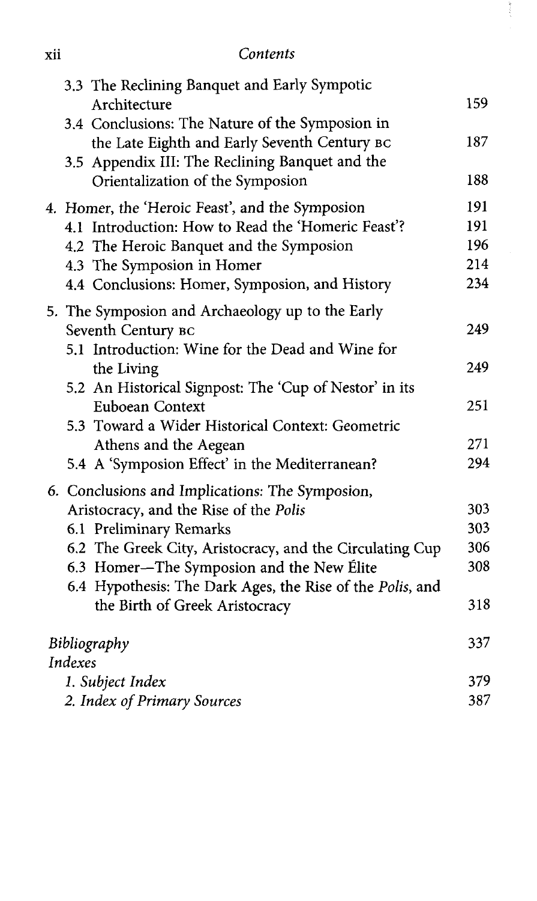3.3 The Reclining Banquet and Early Sympotic Architecture 159
3.4 Conclusions: The Nature of the Symposion in the Late Eighth and Early Seventh Century BC 187
3.5 Appendix III: The Reclining Banquet and the Orientalization of the Symposion 188

4. Homer, the 'Heroic Feast', and the Symposion 191
   4.1 Introduction: How to Read the 'Homeric Feast'? 191
   4.2 The Heroic Banquet and the Symposion 196
   4.3 The Symposion in Homer 214
   4.4 Conclusions: Homer, Symposion, and History 234

5. The Symposion and Archaeology up to the Early Seventh Century BC 249
   5.1 Introduction: Wine for the Dead and Wine for the Living 249
   5.2 An Historical Signpost: The 'Cup of Nestor' in its Euboean Context 251
   5.3 Toward a Wider Historical Context: Geometric Athens and the Aegean 271
   5.4 A 'Symposion Effect' in the Mediterranean? 294

6. Conclusions and Implications: The Symposion, Aristocracy, and the Rise of the *Polis* 303
   6.1 Preliminary Remarks 303
   6.2 The Greek City, Aristocracy, and the Circulating Cup 306
   6.3 Homer—The Symposion and the New Élite 308
   6.4 Hypothesis: The Dark Ages, the Rise of the *Polis*, and the Birth of Greek Aristocracy 318

*Bibliography* 337

*Indexes*
   *1. Subject Index* 379
   *2. Index of Primary Sources* 387